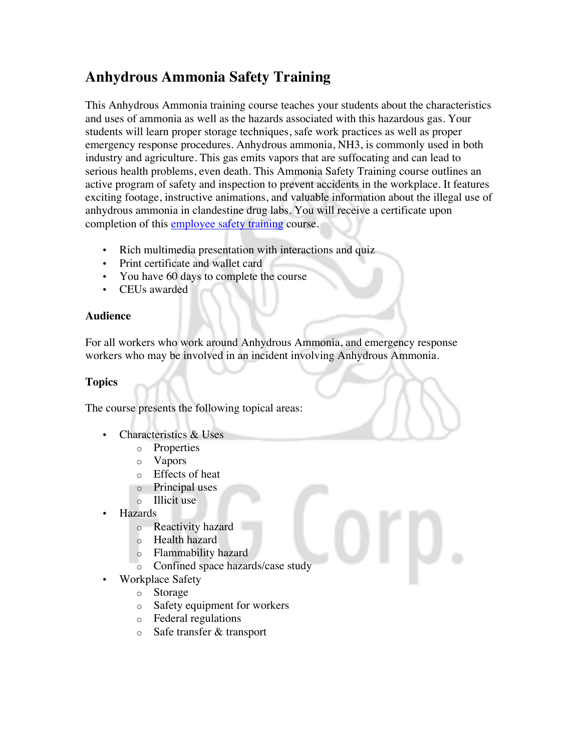# Anhydrous Ammonia Safety Training

This Anhydrous Ammonia training course teaches your students about the characteristics and uses of ammonia as well as the hazards associated with this hazardous gas. Your students will learn proper storage techniques, safe work practices as well as proper emergency response procedures. Anhydrous ammonia, $NH_3$, is commonly used in both industry and agriculture. This gas emits vapors that are suffocating and can lead to serious health problems, even death. This Ammonia Safety Training course outlines an active program of safety and inspection to prevent accidents in the workplace. It features exciting footage, instructive animations, and valuable information about the illegal use of anhydrous ammonia in clandestine drug labs. You will receive a certificate upon completion of this employee safety training course.

- Rich multimedia presentation with interactions and quiz
- Print certificate and wallet card
- You have 60 days to complete the course
- CEUs awarded

**Audience**

For all workers who work around Anhydrous Ammonia, and emergency response workers who may be involved in an incident involving Anhydrous Ammonia.

**Topics**

The course presents the following topical areas:

- Characteristics & Uses
  - Properties
  - Vapors
  - Effects of heat
  - Principal uses
  - Illicit use
- Hazards
  - Reactivity hazard
  - Health hazard
  - Flammability hazard
  - Confined space hazards/case study
- Workplace Safety
  - Storage
  - Safety equipment for workers
  - Federal regulations
  - Safe transfer & transport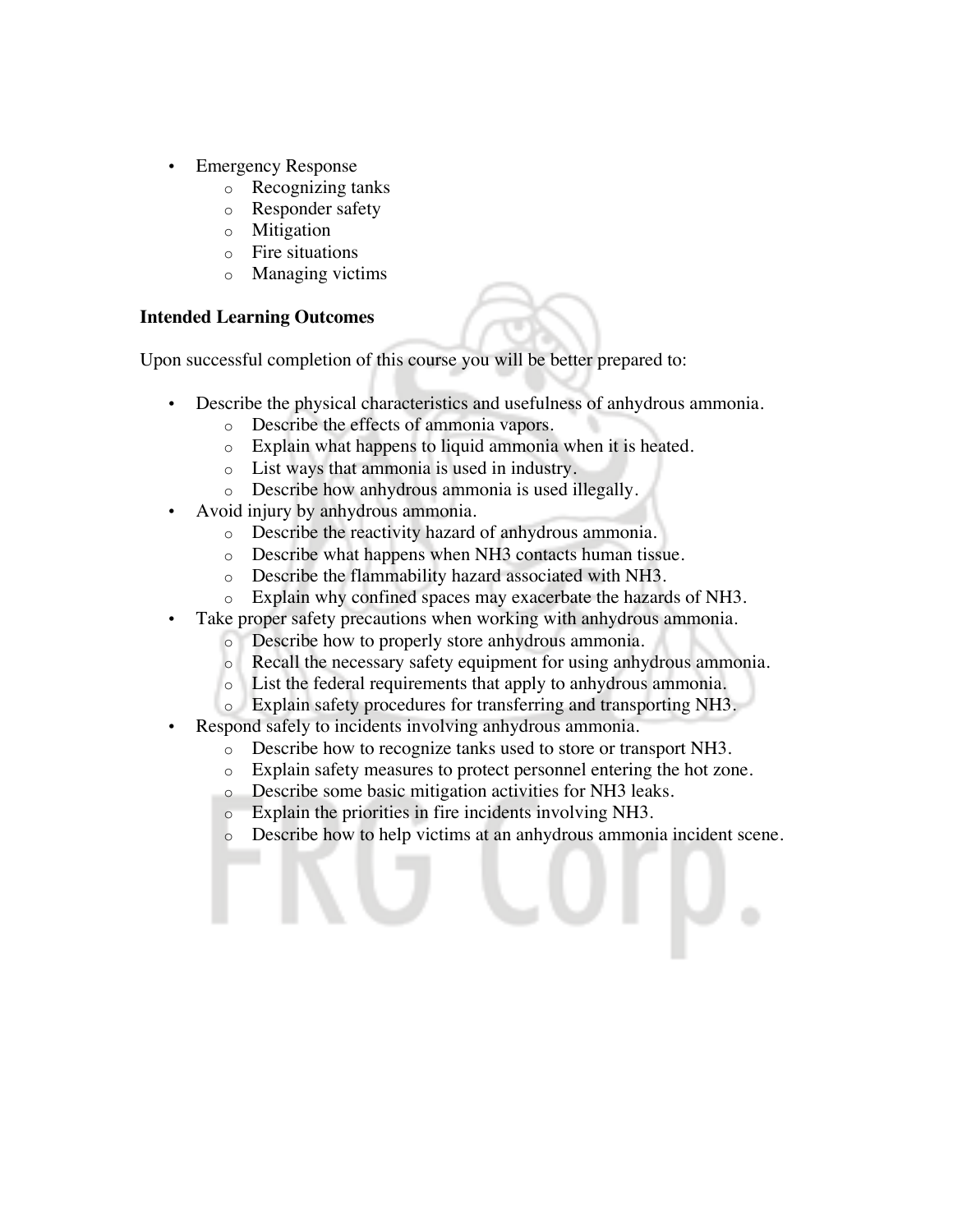- Emergency Response
    - Recognizing tanks
    - Responder safety
    - Mitigation
    - Fire situations
    - Managing victims

**Intended Learning Outcomes**

Upon successful completion of this course you will be better prepared to:

- Describe the physical characteristics and usefulness of anhydrous ammonia.
    - Describe the effects of ammonia vapors.
    - Explain what happens to liquid ammonia when it is heated.
    - List ways that ammonia is used in industry.
    - Describe how anhydrous ammonia is used illegally.
- Avoid injury by anhydrous ammonia.
    - Describe the reactivity hazard of anhydrous ammonia.
    - Describe what happens when $NH_3$ contacts human tissue.
    - Describe the flammability hazard associated with $NH_3$.
    - Explain why confined spaces may exacerbate the hazards of $NH_3$.
- Take proper safety precautions when working with anhydrous ammonia.
    - Describe how to properly store anhydrous ammonia.
    - Recall the necessary safety equipment for using anhydrous ammonia.
    - List the federal requirements that apply to anhydrous ammonia.
    - Explain safety procedures for transferring and transporting $NH_3$.
- Respond safely to incidents involving anhydrous ammonia.
    - Describe how to recognize tanks used to store or transport $NH_3$.
    - Explain safety measures to protect personnel entering the hot zone.
    - Describe some basic mitigation activities for $NH_3$ leaks.
    - Explain the priorities in fire incidents involving $NH_3$.
    - Describe how to help victims at an anhydrous ammonia incident scene.